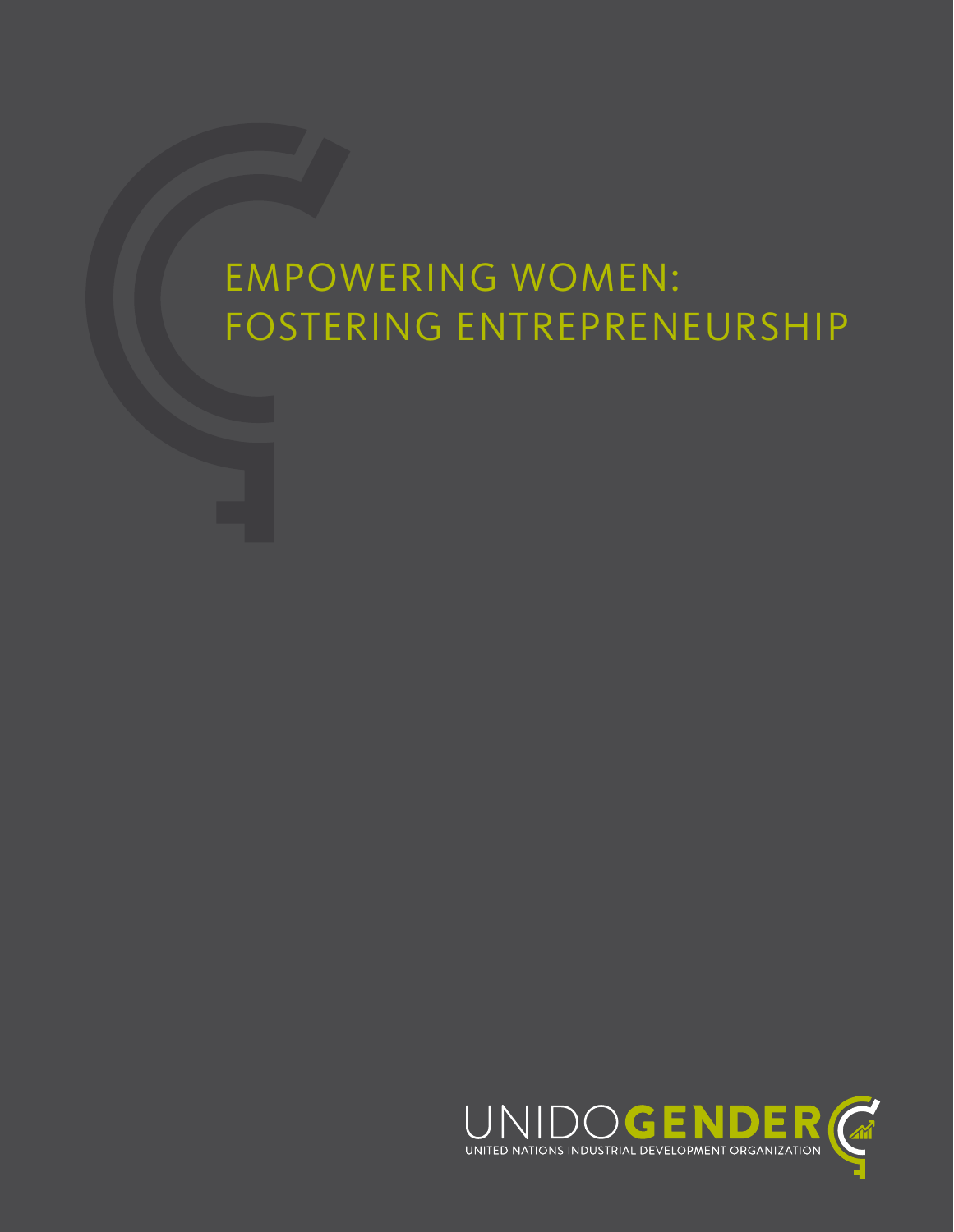# EMPOWERING WOMEN: FOSTERING ENTREPRENEURSHIP

UNIDOGENDER

UNITED NATIONS INDUSTRIAL DEVELOPMENT ORGANIZATION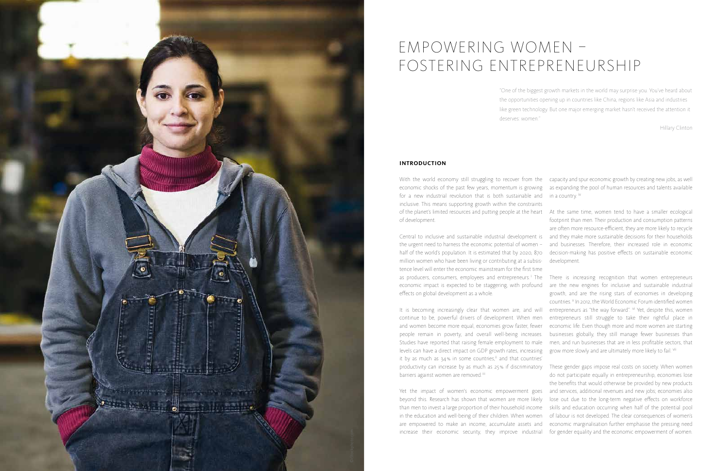# EMPOWERING WOMEN – FOSTERING ENTREPRENEURSHIP

"One of the biggest growth markets in the world may surprise you. You've heard about the opportunities opening up in countries like China, regions like Asia and industries like green technology. But one major emerging market hasn't received the attention it deserves: women."

Hillary Clinton

## INTRODUCTION

With the world economy still struggling to recover from the economic shocks of the past few years, momentum is growing for a new industrial revolution that is both sustainable and inclusive. This means supporting growth within the constraints of the planet's limited resources and putting people at the heart of development.

Central to inclusive and sustainable industrial development is the urgent need to harness the economic potential of women – half of the world's population. It is estimated that by 2020, 870 million women who have been living or contributing at a subsistence level will enter the economic mainstream for the first time as producers, consumers, employees and entrepreneurs.[i] The economic impact is expected to be staggering, with profound effects on global development as a whole.

It is becoming increasingly clear that women are, and will continue to be, powerful drivers of development. When men and women become more equal, economies grow faster, fewer people remain in poverty, and overall well-being increases. Studies have reported that raising female employment to male levels can have a direct impact on GDP growth rates, increasing it by as much as 34% in some countries,[ii] and that countries' productivity can increase by as much as 25% if discriminatory barriers against women are removed.[iii]

Yet the impact of women's economic empowerment goes beyond this. Research has shown that women are more likely than men to invest a large proportion of their household income in the education and well-being of their children. When women are empowered to make an income, accumulate assets and increase their economic security, they improve industrial capacity and spur economic growth by creating new jobs, as well as expanding the pool of human resources and talents available in a country.[iv]

At the same time, women tend to have a smaller ecological footprint than men. Their production and consumption patterns are often more resource-efficient, they are more likely to recycle and they make more sustainable decisions for their households and businesses. Therefore, their increased role in economic decision-making has positive effects on sustainable economic development.

There is increasing recognition that women entrepreneurs are the new engines for inclusive and sustainable industrial growth, and are the rising stars of economies in developing countries.[v] In 2012, the World Economic Forum identified women entrepreneurs as "the way forward".[vi] Yet, despite this, women entrepreneurs still struggle to take their rightful place in economic life. Even though more and more women are starting businesses globally, they still manage fewer businesses than men, and run businesses that are in less profitable sectors, that grow more slowly and are ultimately more likely to fail.[vii]

These gender gaps impose real costs on society. When women do not participate equally in entrepreneurship, economies lose the benefits that would otherwise be provided by new products and services, additional revenues and new jobs; economies also lose out due to the long-term negative effects on workforce skills and education occurring when half of the potential pool of labour is not developed. The clear consequences of women's economic marginalisation further emphasise the pressing need for gender equality and the economic empowerment of women.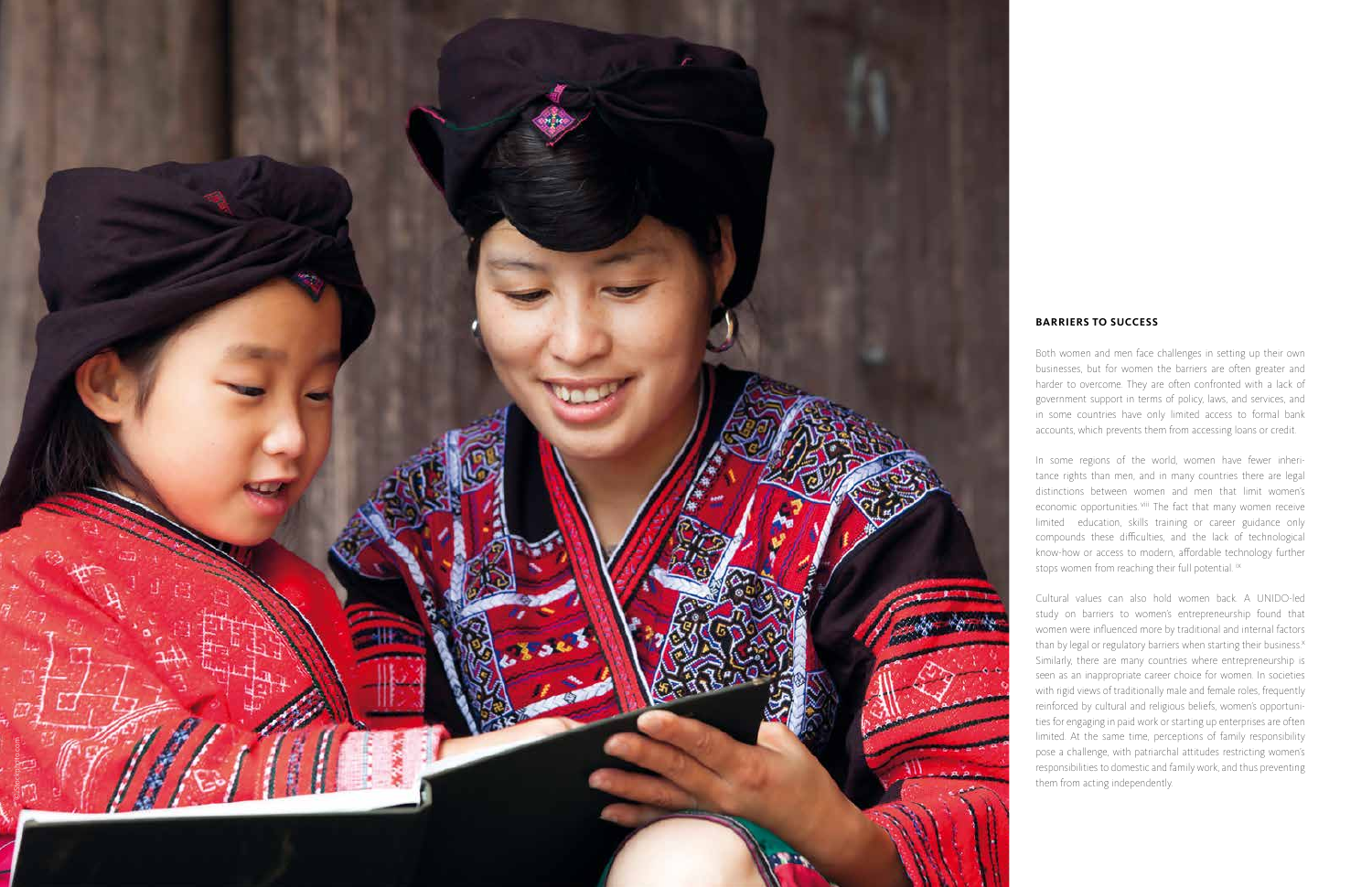## BARRIERS TO SUCCESS

Both women and men face challenges in setting up their own businesses, but for women the barriers are often greater and harder to overcome. They are often confronted with a lack of government support in terms of policy, laws, and services, and in some countries have only limited access to formal bank accounts, which prevents them from accessing loans or credit.

In some regions of the world, women have fewer inheritance rights than men, and in many countries there are legal distinctions between women and men that limit women's economic opportunities.[viii] The fact that many women receive limited education, skills training or career guidance only compounds these difficulties, and the lack of technological know-how or access to modern, affordable technology further stops women from reaching their full potential.[ix]

Cultural values can also hold women back. A UNIDO-led study on barriers to women's entrepreneurship found that women were influenced more by traditional and internal factors than by legal or regulatory barriers when starting their business.[x] Similarly, there are many countries where entrepreneurship is seen as an inappropriate career choice for women. In societies with rigid views of traditionally male and female roles, frequently reinforced by cultural and religious beliefs, women's opportunities for engaging in paid work or starting up enterprises are often limited. At the same time, perceptions of family responsibility pose a challenge, with patriarchal attitudes restricting women's responsibilities to domestic and family work, and thus preventing them from acting independently.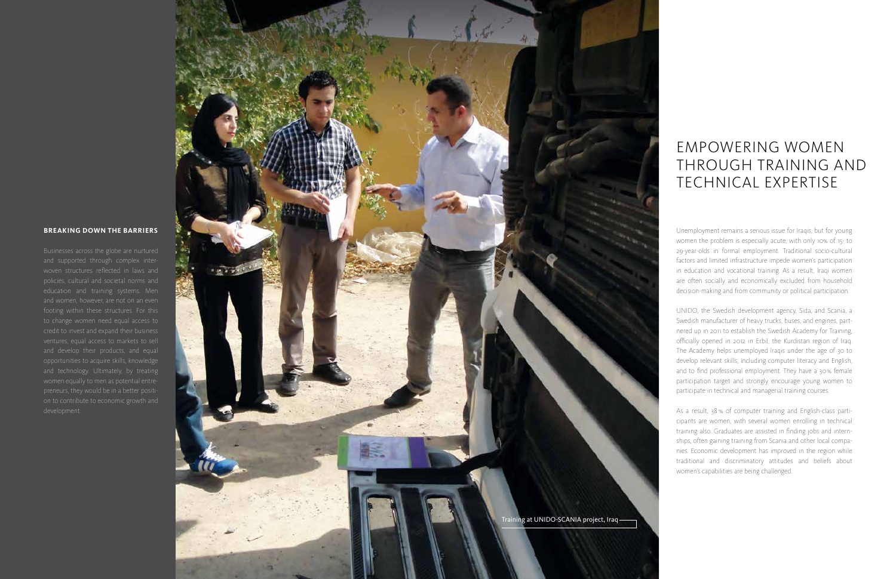## BREAKING DOWN THE BARRIERS

Businesses across the globe are nurtured and supported through complex interwoven structures reflected in laws and policies, cultural and societal norms and education and training systems. Men and women, however, are not on an even footing within these structures. For this to change women need equal access to credit to invest and expand their business ventures, equal access to markets to sell and develop their products, and equal opportunities to acquire skills, knowledge and technology. Ultimately, by treating women equally to men as potential entrepreneurs, they would be in a better position to contribute to economic growth and development.

Training at UNIDO-SCANIA project, Iraq

# EMPOWERING WOMEN THROUGH TRAINING AND TECHNICAL EXPERTISE

Unemployment remains a serious issue for Iraqis, but for young women the problem is especially acute, with only 10% of 15- to 29-year-olds in formal employment. Traditional socio-cultural factors and limited infrastructure impede women's participation in education and vocational training. As a result, Iraqi women are often socially and economically excluded from household decision-making and from community or political participation.

UNIDO, the Swedish development agency, Sida, and Scania, a Swedish manufacturer of heavy trucks, buses, and engines, partnered up in 2011 to establish the Swedish Academy for Training, officially opened in 2012 in Erbil, the Kurdistan region of Iraq. The Academy helps unemployed Iraqis under the age of 30 to develop relevant skills, including computer literacy and English, and to find professional employment. They have a 30% female participation target and strongly encourage young women to participate in technical and managerial training courses.

As a result, 38% of computer training and English-class participants are women, with several women enrolling in technical training also. Graduates are assisted in finding jobs and internships, often gaining training from Scania and other local companies. Economic development has improved in the region while traditional and discriminatory attitudes and beliefs about women's capabilities are being challenged.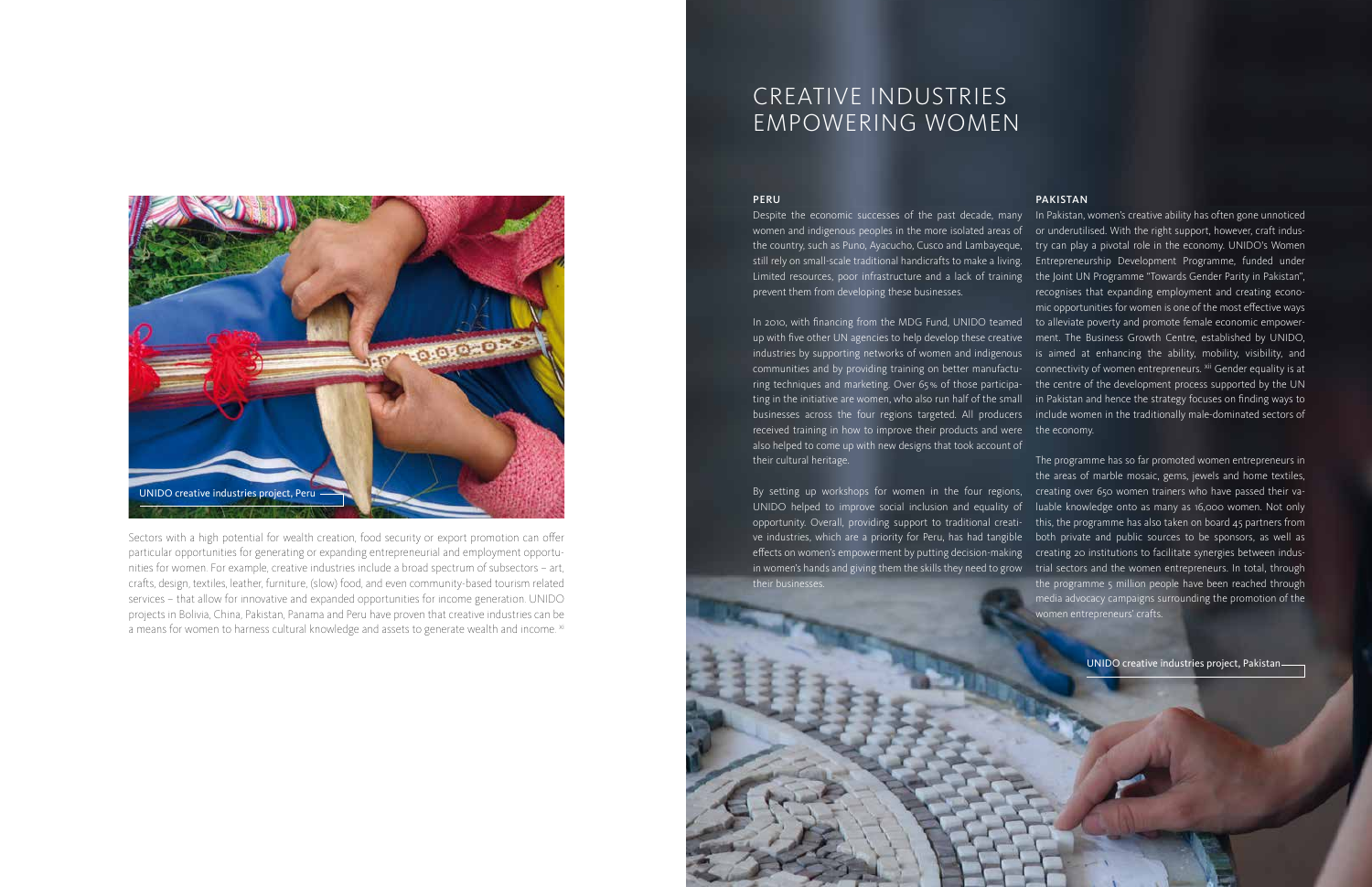UNIDO creative industries project, Peru

Sectors with a high potential for wealth creation, food security or export promotion can offer particular opportunities for generating or expanding entrepreneurial and employment opportunities for women. For example, creative industries include a broad spectrum of subsectors – art, crafts, design, textiles, leather, furniture, (slow) food, and even community-based tourism related services – that allow for innovative and expanded opportunities for income generation. UNIDO projects in Bolivia, China, Pakistan, Panama and Peru have proven that creative industries can be a means for women to harness cultural knowledge and assets to generate wealth and income. [xi]

# CREATIVE INDUSTRIES EMPOWERING WOMEN

## PERU

Despite the economic successes of the past decade, many women and indigenous peoples in the more isolated areas of the country, such as Puno, Ayacucho, Cusco and Lambayeque, still rely on small-scale traditional handicrafts to make a living. Limited resources, poor infrastructure and a lack of training prevent them from developing these businesses.

In 2010, with financing from the MDG Fund, UNIDO teamed up with five other UN agencies to help develop these creative industries by supporting networks of women and indigenous communities and by providing training on better manufacturing techniques and marketing. Over 65 % of those participating in the initiative are women, who also run half of the small businesses across the four regions targeted. All producers received training in how to improve their products and were also helped to come up with new designs that took account of their cultural heritage.

By setting up workshops for women in the four regions, UNIDO helped to improve social inclusion and equality of opportunity. Overall, providing support to traditional creative industries, which are a priority for Peru, has had tangible effects on women's empowerment by putting decision-making in women's hands and giving them the skills they need to grow their businesses.

## PAKISTAN

In Pakistan, women's creative ability has often gone unnoticed or underutilised. With the right support, however, craft industry can play a pivotal role in the economy. UNIDO's Women Entrepreneurship Development Programme, funded under the Joint UN Programme "Towards Gender Parity in Pakistan", recognises that expanding employment and creating economic opportunities for women is one of the most effective ways to alleviate poverty and promote female economic empowerment. The Business Growth Centre, established by UNIDO, is aimed at enhancing the ability, mobility, visibility, and connectivity of women entrepreneurs. [xii] Gender equality is at the centre of the development process supported by the UN in Pakistan and hence the strategy focuses on finding ways to include women in the traditionally male-dominated sectors of the economy.

The programme has so far promoted women entrepreneurs in the areas of marble mosaic, gems, jewels and home textiles, creating over 650 women trainers who have passed their valuable knowledge onto as many as 16,000 women. Not only this, the programme has also taken on board 45 partners from both private and public sources to be sponsors, as well as creating 20 institutions to facilitate synergies between industrial sectors and the women entrepreneurs. In total, through the programme 5 million people have been reached through media advocacy campaigns surrounding the promotion of the women entrepreneurs' crafts.

UNIDO creative industries project, Pakistan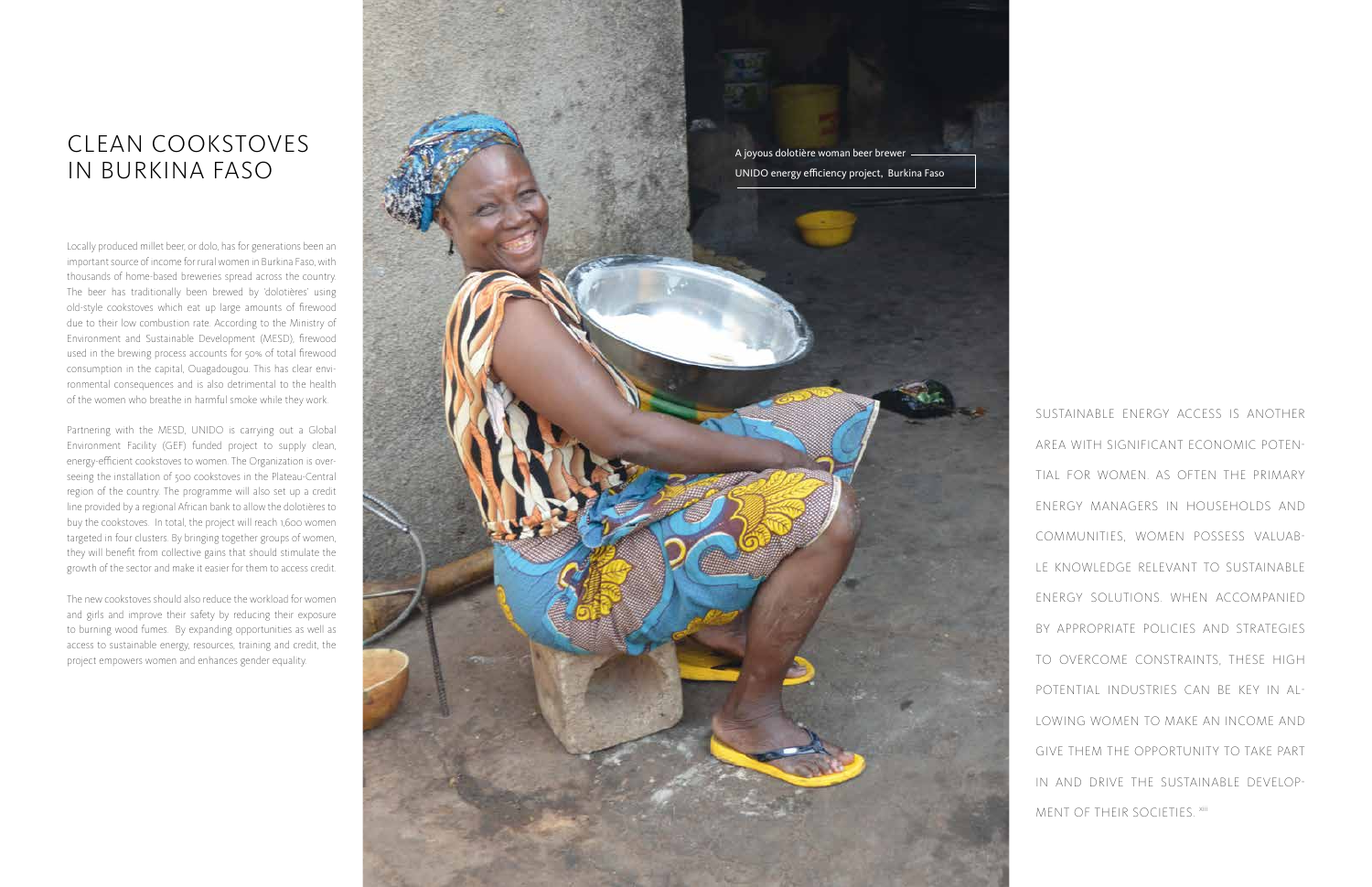# CLEAN COOKSTOVES IN BURKINA FASO

Locally produced millet beer, or dolo, has for generations been an important source of income for rural women in Burkina Faso, with thousands of home-based breweries spread across the country. The beer has traditionally been brewed by 'dolotières' using old-style cookstoves which eat up large amounts of firewood due to their low combustion rate. According to the Ministry of Environment and Sustainable Development (MESD), firewood used in the brewing process accounts for 50% of total firewood consumption in the capital, Ouagadougou. This has clear environmental consequences and is also detrimental to the health of the women who breathe in harmful smoke while they work.

Partnering with the MESD, UNIDO is carrying out a Global Environment Facility (GEF) funded project to supply clean, energy-efficient cookstoves to women. The Organization is overseeing the installation of 500 cookstoves in the Plateau-Central region of the country. The programme will also set up a credit line provided by a regional African bank to allow the dolotières to buy the cookstoves. In total, the project will reach 1,600 women targeted in four clusters. By bringing together groups of women, they will benefit from collective gains that should stimulate the growth of the sector and make it easier for them to access credit.

The new cookstoves should also reduce the workload for women and girls and improve their safety by reducing their exposure to burning wood fumes. By expanding opportunities as well as access to sustainable energy, resources, training and credit, the project empowers women and enhances gender equality.

A joyous dolotière woman beer brewer
UNIDO energy efficiency project, Burkina Faso

SUSTAINABLE ENERGY ACCESS IS ANOTHER AREA WITH SIGNIFICANT ECONOMIC POTENTIAL FOR WOMEN. AS OFTEN THE PRIMARY ENERGY MANAGERS IN HOUSEHOLDS AND COMMUNITIES, WOMEN POSSESS VALUABLE KNOWLEDGE RELEVANT TO SUSTAINABLE ENERGY SOLUTIONS. WHEN ACCOMPANIED BY APPROPRIATE POLICIES AND STRATEGIES TO OVERCOME CONSTRAINTS, THESE HIGH POTENTIAL INDUSTRIES CAN BE KEY IN ALLOWING WOMEN TO MAKE AN INCOME AND GIVE THEM THE OPPORTUNITY TO TAKE PART IN AND DRIVE THE SUSTAINABLE DEVELOPMENT OF THEIR SOCIETIES. [xiii]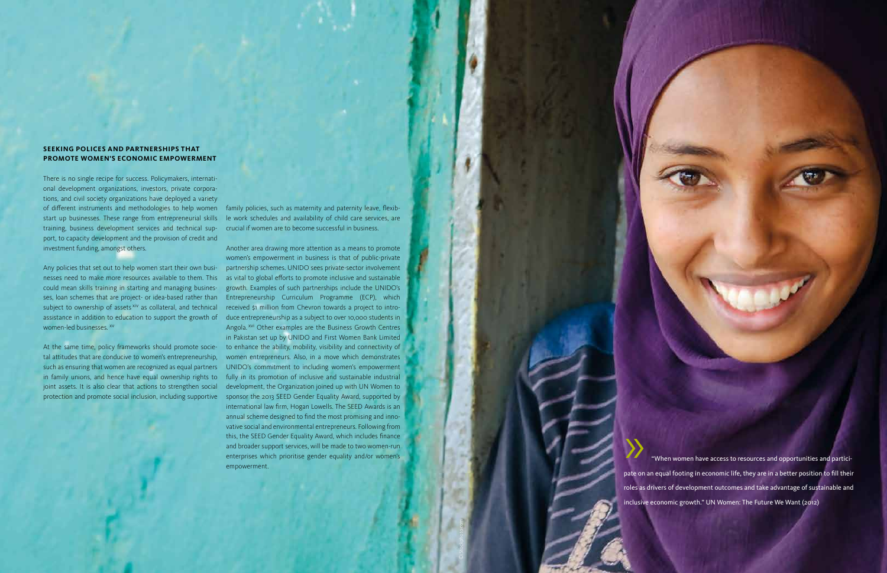## SEEKING POLICES AND PARTNERSHIPS THAT PROMOTE WOMEN'S ECONOMIC EMPOWERMENT

There is no single recipe for success. Policymakers, international development organizations, investors, private corporations, and civil society organizations have deployed a variety of different instruments and methodologies to help women start up businesses. These range from entrepreneurial skills training, business development services and technical support, to capacity development and the provision of credit and investment funding, amongst others.

Any policies that set out to help women start their own businesses need to make more resources available to them. This could mean skills training in starting and managing businesses, loan schemes that are project- or idea-based rather than subject to ownership of assets [xiv] as collateral, and technical assistance in addition to education to support the growth of women-led businesses. [xv]

At the same time, policy frameworks should promote societal attitudes that are conducive to women's entrepreneurship, such as ensuring that women are recognized as equal partners in family unions, and hence have equal ownership rights to joint assets. It is also clear that actions to strengthen social protection and promote social inclusion, including supportive family policies, such as maternity and paternity leave, flexible work schedules and availability of child care services, are crucial if women are to become successful in business.

Another area drawing more attention as a means to promote women's empowerment in business is that of public-private partnership schemes. UNIDO sees private-sector involvement as vital to global efforts to promote inclusive and sustainable growth. Examples of such partnerships include the UNIDO's Entrepreneurship Curriculum Programme (ECP), which received $1 million from Chevron towards a project to introduce entrepreneurship as a subject to over 10,000 students in Angola. [xvi] Other examples are the Business Growth Centres in Pakistan set up by UNIDO and First Women Bank Limited to enhance the ability, mobility, visibility and connectivity of women entrepreneurs. Also, in a move which demonstrates UNIDO's commitment to including women's empowerment fully in its promotion of inclusive and sustainable industrial development, the Organization joined up with UN Women to sponsor the 2013 SEED Gender Equality Award, supported by international law firm, Hogan Lowells. The SEED Awards is an annual scheme designed to find the most promising and innovative social and environmental entrepreneurs. Following from this, the SEED Gender Equality Award, which includes finance and broader support services, will be made to two women-run enterprises which prioritise gender equality and/or women's empowerment.

"When women have access to resources and opportunities and participate on an equal footing in economic life, they are in a better position to fill their roles as drivers of development outcomes and take advantage of sustainable and inclusive economic growth." UN Women: The Future We Want (2012)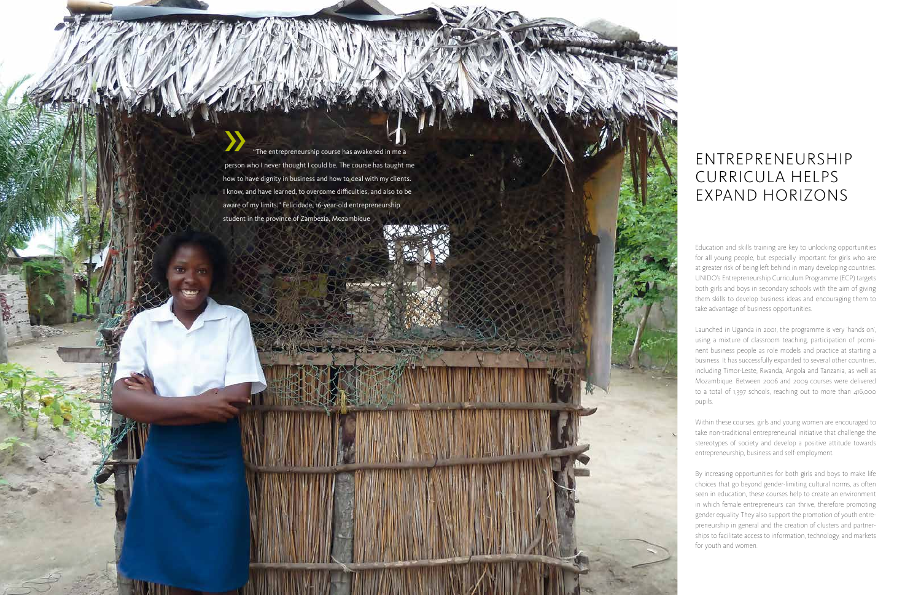# ENTREPRENEURSHIP CURRICULA HELPS EXPAND HORIZONS

» "The entrepreneurship course has awakened in me a person who I never thought I could be. The course has taught me how to have dignity in business and how to deal with my clients. I know, and have learned, to overcome difficulties, and also to be aware of my limits." Felicidade, 16-year-old entrepreneurship student in the province of Zambezia, Mozambique

Education and skills training are key to unlocking opportunities for all young people, but especially important for girls who are at greater risk of being left behind in many developing countries. UNIDO's Entrepreneurship Curriculum Programme (ECP) targets both girls and boys in secondary schools with the aim of giving them skills to develop business ideas and encouraging them to take advantage of business opportunities.

Launched in Uganda in 2001, the programme is very 'hands on', using a mixture of classroom teaching, participation of prominent business people as role models and practice at starting a business. It has successfully expanded to several other countries, including Timor-Leste, Rwanda, Angola and Tanzania, as well as Mozambique. Between 2006 and 2009 courses were delivered to a total of 1,397 schools, reaching out to more than 416,000 pupils.

Within these courses, girls and young women are encouraged to take non-traditional entrepreneurial initiative that challenge the stereotypes of society and develop a positive attitude towards entrepreneurship, business and self-employment.

By increasing opportunities for both girls and boys to make life choices that go beyond gender-limiting cultural norms, as often seen in education, these courses help to create an environment in which female entrepreneurs can thrive, therefore promoting gender equality. They also support the promotion of youth entrepreneurship in general and the creation of clusters and partnerships to facilitate access to information, technology, and markets for youth and women.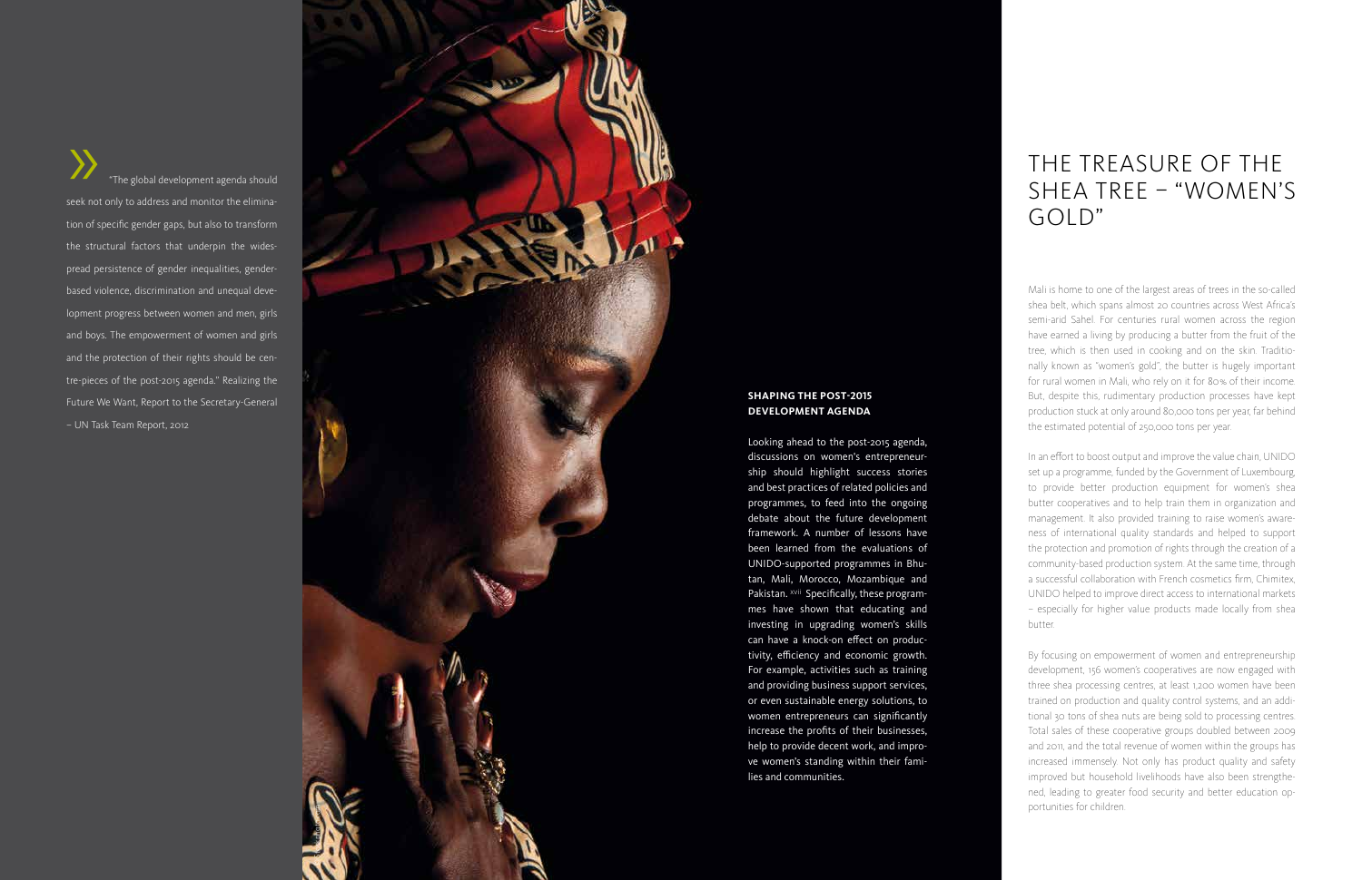» "The global development agenda should seek not only to address and monitor the elimination of specific gender gaps, but also to transform the structural factors that underpin the widespread persistence of gender inequalities, gender-based violence, discrimination and unequal development progress between women and men, girls and boys. The empowerment of women and girls and the protection of their rights should be centre-pieces of the post-2015 agenda." Realizing the Future We Want, Report to the Secretary-General – UN Task Team Report, 2012

### SHAPING THE POST-2015 DEVELOPMENT AGENDA

Looking ahead to the post-2015 agenda, discussions on women's entrepreneurship should highlight success stories and best practices of related policies and programmes, to feed into the ongoing debate about the future development framework. A number of lessons have been learned from the evaluations of UNIDO-supported programmes in Bhutan, Mali, Morocco, Mozambique and Pakistan. [xvii] Specifically, these programmes have shown that educating and investing in upgrading women's skills can have a knock-on effect on productivity, efficiency and economic growth. For example, activities such as training and providing business support services, or even sustainable energy solutions, to women entrepreneurs can significantly increase the profits of their businesses, help to provide decent work, and improve women's standing within their families and communities.

# THE TREASURE OF THE SHEA TREE – "WOMEN'S GOLD"

Mali is home to one of the largest areas of trees in the so-called shea belt, which spans almost 20 countries across West Africa's semi-arid Sahel. For centuries rural women across the region have earned a living by producing a butter from the fruit of the tree, which is then used in cooking and on the skin. Traditionally known as "women's gold", the butter is hugely important for rural women in Mali, who rely on it for 80% of their income. But, despite this, rudimentary production processes have kept production stuck at only around 80,000 tons per year, far behind the estimated potential of 250,000 tons per year.

In an effort to boost output and improve the value chain, UNIDO set up a programme, funded by the Government of Luxembourg, to provide better production equipment for women's shea butter cooperatives and to help train them in organization and management. It also provided training to raise women's awareness of international quality standards and helped to support the protection and promotion of rights through the creation of a community-based production system. At the same time, through a successful collaboration with French cosmetics firm, Chimitex, UNIDO helped to improve direct access to international markets – especially for higher value products made locally from shea butter.

By focusing on empowerment of women and entrepreneurship development, 156 women's cooperatives are now engaged with three shea processing centres, at least 1,200 women have been trained on production and quality control systems, and an additional 30 tons of shea nuts are being sold to processing centres. Total sales of these cooperative groups doubled between 2009 and 2011, and the total revenue of women within the groups has increased immensely. Not only has product quality and safety improved but household livelihoods have also been strengthened, leading to greater food security and better education opportunities for children.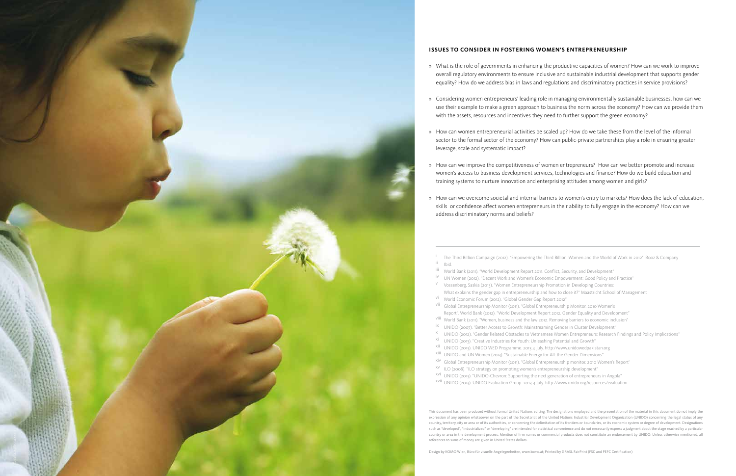## ISSUES TO CONSIDER IN FOSTERING WOMEN'S ENTREPRENEURSHIP

» What is the role of governments in enhancing the productive capacities of women? How can we work to improve overall regulatory environments to ensure inclusive and sustainable industrial development that supports gender equality? How do we address bias in laws and regulations and discriminatory practices in service provisions?

» Considering women entrepreneurs' leading role in managing environmentally sustainable businesses, how can we use their example to make a green approach to business the norm across the economy? How can we provide them with the assets, resources and incentives they need to further support the green economy?

» How can women entrepreneurial activities be scaled up? How do we take these from the level of the informal sector to the formal sector of the economy? How can public-private partnerships play a role in ensuring greater leverage, scale and systematic impact?

» How can we improve the competitiveness of women entrepreneurs? How can we better promote and increase women's access to business development services, technologies and finance? How do we build education and training systems to nurture innovation and enterprising attitudes among women and girls?

» How can we overcome societal and internal barriers to women's entry to markets? How does the lack of education, skills or confidence affect women entrepreneurs in their ability to fully engage in the economy? How can we address discriminatory norms and beliefs?

---

i The Third Billion Campaign (2012). "Empowering the Third Billion. Women and the World of Work in 2012". Booz & Company
ii Ibid.
iii World Bank (2011). "World Development Report 2011. Conflict, Security, and Development"
iv UN Women (2012). "Decent Work and Women's Economic Empowerment: Good Policy and Practice"
v Vossenberg, Saskia (2013). "Women Entrepreneurship Promotion in Developing Countries: What explains the gender gap in entrepreneurship and how to close it?" Maastricht School of Management
vi World Economic Forum (2012). "Global Gender Gap Report 2012"
vii Global Entrepreneurship Monitor (2011). "Global Entrepreneurship Monitor. 2010 Women's Report". World Bank (2012). "World Development Report 2012. Gender Equality and Development"
viii World Bank (2011). "Women, business and the law 2012. Removing barriers to economic inclusion"
ix UNIDO (2007). "Better Access to Growth. Mainstreaming Gender in Cluster Development"
x UNIDO (2012). "Gender Related Obstacles to Vietnamese Women Entrepreneurs: Research Findings and Policy Implications"
xi UNIDO (2013). "Creative Industries for Youth: Unleashing Potential and Growth"
xii UNIDO (2013). UNIDO WED Programme. 2013 4 July. http://www.unidowedpakistan.org
xiii UNIDO and UN Women (2013). "Sustainable Energy for All: the Gender Dimensions"
xiv Global Entrepreneurship Monitor (2011). "Global Entrepreneurship monitor. 2010 Women's Report"
xv ILO (2008). "ILO strategy on promoting women's entrepreneurship development"
xvi UNIDO (2013). "UNIDO-Chevron: Supporting the next generation of entrepreneurs in Angola"
xvii UNIDO (2013). UNIDO Evaluation Group. 2013 4 July. http://www.unido.org/resources/evaluation

This document has been produced without formal United Nations editing. The designations employed and the presentation of the material in this document do not imply the expression of any opinion whatsoever on the part of the Secretariat of the United Nations Industrial Development Organization (UNIDO) concerning the legal status of any country, territory, city or area or of its authorities, or concerning the delimitation of its frontiers or boundaries, or its economic system or degree of development. Designations such as "developed", "industrialized" or "developing" are intended for statistical convenience and do not necessarily express a judgment about the stage reached by a particular country or area in the development process. Mention of firm names or commercial products does not constitute an endorsement by UNIDO. Unless otherwise mentioned, all references to sums of money are given in United States dollars.

Design by KOMO Wien, Büro für visuelle Angelegenheiten, www.komo.at; Printed by GRASL FairPrint (FSC and PEFC Certification)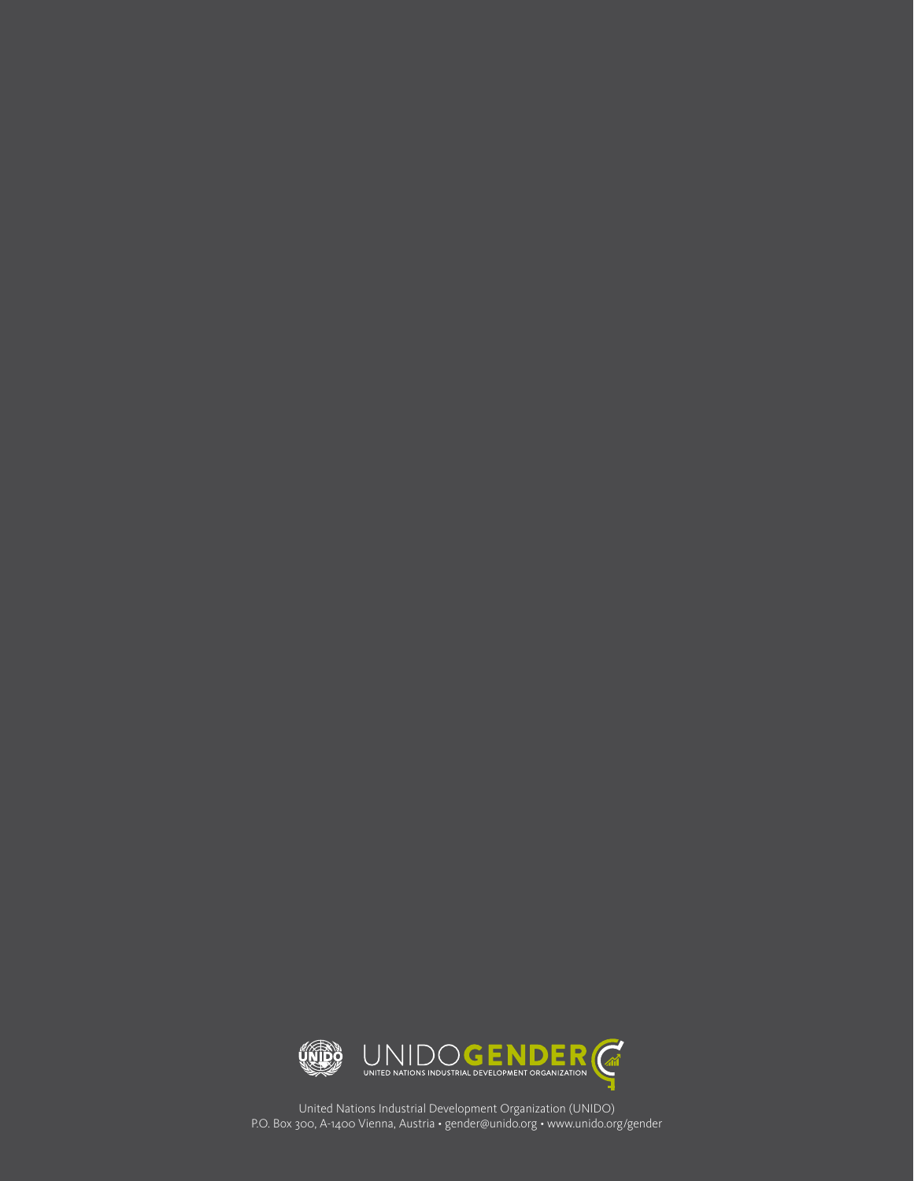UNIDO GENDER

UNITED NATIONS INDUSTRIAL DEVELOPMENT ORGANIZATION

United Nations Industrial Development Organization (UNIDO)
P.O. Box 300, A-1400 Vienna, Austria • gender@unido.org • www.unido.org/gender